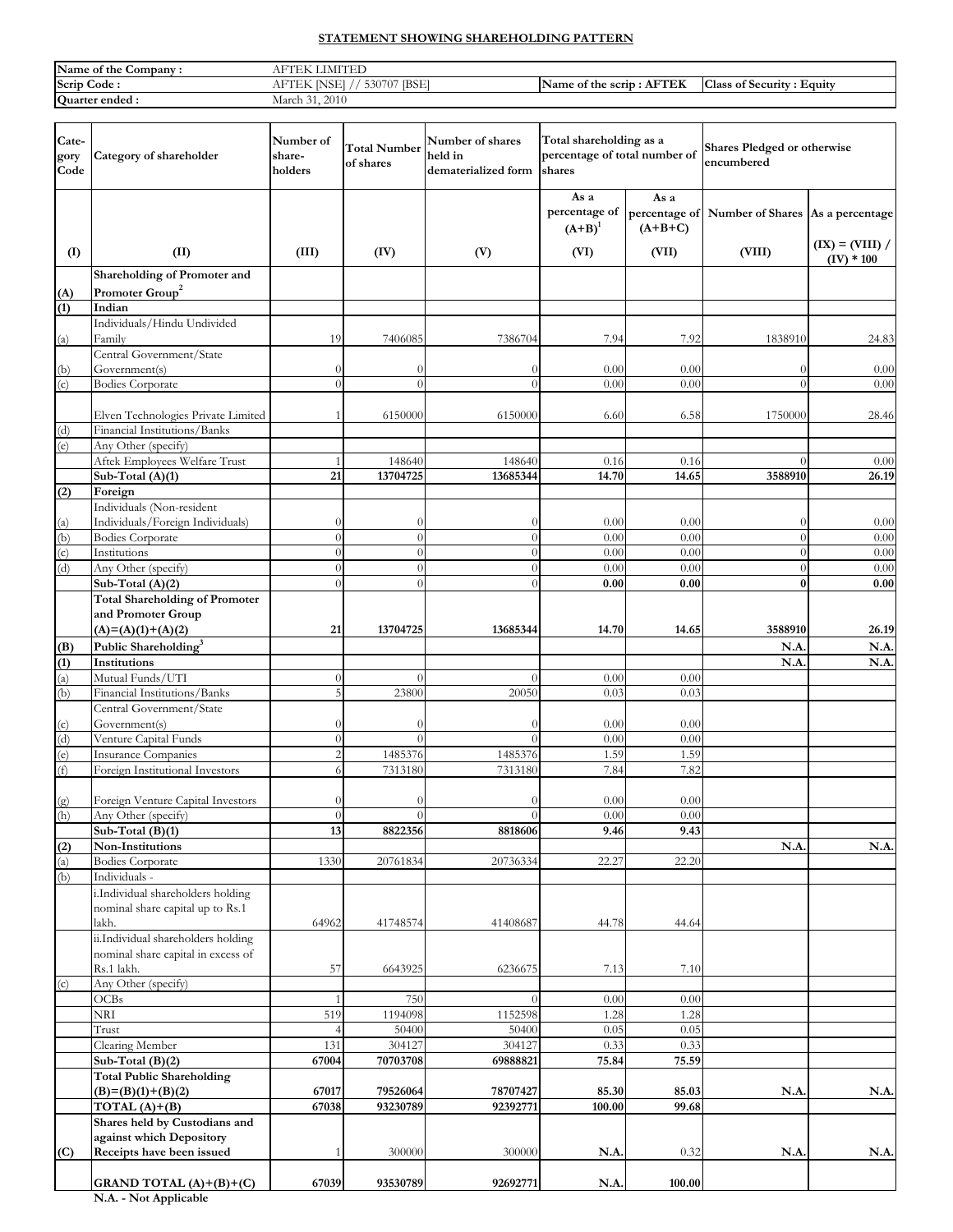## STATEMENT SHOWING SHAREHOLDING PATTERN

| | | | |
|---|---|---|---|
| **Name of the Company :** | AFTEK LIMITED | | |
| **Scrip Code :** | AFTEK [NSE] // 530707 [BSE] | **Name of the scrip : AFTEK** | **Class of Security : Equity** |
| **Quarter ended :** | March 31, 2010 | | |

| Cate-gory Code | Category of shareholder | Number of share-holders | Total Number of shares | Number of shares held in dematerialized form | Total shareholding as a percentage of total number of shares | | Shares Pledged or otherwise encumbered | |
|---|---|---|---|---|---|---|---|---|
| | | | | | As a percentage of (A+B)[1] | As a percentage of (A+B+C) | Number of Shares | As a percentage |
| (I) | (II) | (III) | (IV) | (V) | (VI) | (VII) | (VIII) | (IX) = (VIII) / (IV) * 100 |
| **(A)** | **Shareholding of Promoter and Promoter Group[2]** | | | | | | | |
| **(1)** | **Indian** | | | | | | | |
| (a) | Individuals/Hindu Undivided Family | 19 | 7406085 | 7386704 | 7.94 | 7.92 | 1838910 | 24.83 |
| (b) | Central Government/State Government(s) | 0 | 0 | 0 | 0.00 | 0.00 | 0 | 0.00 |
| (c) | Bodies Corporate | 0 | 0 | 0 | 0.00 | 0.00 | 0 | 0.00 |
| | Elven Technologies Private Limited | 1 | 6150000 | 6150000 | 6.60 | 6.58 | 1750000 | 28.46 |
| (d) | Financial Institutions/Banks | | | | | | | |
| (e) | Any Other (specify) | | | | | | | |
| | Aftek Employees Welfare Trust | 1 | 148640 | 148640 | 0.16 | 0.16 | 0 | 0.00 |
| | **Sub-Total (A)(1)** | **21** | **13704725** | **13685344** | **14.70** | **14.65** | **3588910** | **26.19** |
| **(2)** | **Foreign** | | | | | | | |
| (a) | Individuals (Non-resident Individuals/Foreign Individuals) | 0 | 0 | 0 | 0.00 | 0.00 | 0 | 0.00 |
| (b) | Bodies Corporate | 0 | 0 | 0 | 0.00 | 0.00 | 0 | 0.00 |
| (c) | Institutions | 0 | 0 | 0 | 0.00 | 0.00 | 0 | 0.00 |
| (d) | Any Other (specify) | 0 | 0 | 0 | 0.00 | 0.00 | 0 | 0.00 |
| | **Sub-Total (A)(2)** | 0 | 0 | 0 | **0.00** | **0.00** | **0** | **0.00** |
| | **Total Shareholding of Promoter and Promoter Group (A)=(A)(1)+(A)(2)** | **21** | **13704725** | **13685344** | **14.70** | **14.65** | **3588910** | **26.19** |
| **(B)** | **Public Shareholding[3]** | | | | | | **N.A.** | **N.A.** |
| **(1)** | **Institutions** | | | | | | **N.A.** | **N.A.** |
| (a) | Mutual Funds/UTI | 0 | 0 | 0 | 0.00 | 0.00 | | |
| (b) | Financial Institutions/Banks | 5 | 23800 | 20050 | 0.03 | 0.03 | | |
| (c) | Central Government/State Government(s) | 0 | 0 | 0 | 0.00 | 0.00 | | |
| (d) | Venture Capital Funds | 0 | 0 | 0 | 0.00 | 0.00 | | |
| (e) | Insurance Companies | 2 | 1485376 | 1485376 | 1.59 | 1.59 | | |
| (f) | Foreign Institutional Investors | 6 | 7313180 | 7313180 | 7.84 | 7.82 | | |
| (g) | Foreign Venture Capital Investors | 0 | 0 | 0 | 0.00 | 0.00 | | |
| (h) | Any Other (specify) | 0 | 0 | 0 | 0.00 | 0.00 | | |
| | **Sub-Total (B)(1)** | **13** | **8822356** | **8818606** | **9.46** | **9.43** | | |
| **(2)** | **Non-Institutions** | | | | | | **N.A.** | **N.A.** |
| (a) | Bodies Corporate | 1330 | 20761834 | 20736334 | 22.27 | 22.20 | | |
| (b) | Individuals - | | | | | | | |
| | i.Individual shareholders holding nominal share capital up to Rs.1 lakh. | 64962 | 41748574 | 41408687 | 44.78 | 44.64 | | |
| | ii.Individual shareholders holding nominal share capital in excess of Rs.1 lakh. | 57 | 6643925 | 6236675 | 7.13 | 7.10 | | |
| (c) | Any Other (specify) | | | | | | | |
| | OCBs | 1 | 750 | 0 | 0.00 | 0.00 | | |
| | NRI | 519 | 1194098 | 1152598 | 1.28 | 1.28 | | |
| | Trust | 4 | 50400 | 50400 | 0.05 | 0.05 | | |
| | Clearing Member | 131 | 304127 | 304127 | 0.33 | 0.33 | | |
| | **Sub-Total (B)(2)** | **67004** | **70703708** | **69888821** | **75.84** | **75.59** | | |
| | **Total Public Shareholding (B)=(B)(1)+(B)(2)** | **67017** | **79526064** | **78707427** | **85.30** | **85.03** | **N.A.** | **N.A.** |
| | **TOTAL (A)+(B)** | **67038** | **93230789** | **92392771** | **100.00** | **99.68** | | |
| **(C)** | **Shares held by Custodians and against which Depository Receipts have been issued** | 1 | 300000 | 300000 | **N.A.** | 0.32 | **N.A.** | **N.A.** |
| | **GRAND TOTAL (A)+(B)+(C)** | **67039** | **93530789** | **92692771** | **N.A.** | **100.00** | | |

**N.A. - Not Applicable**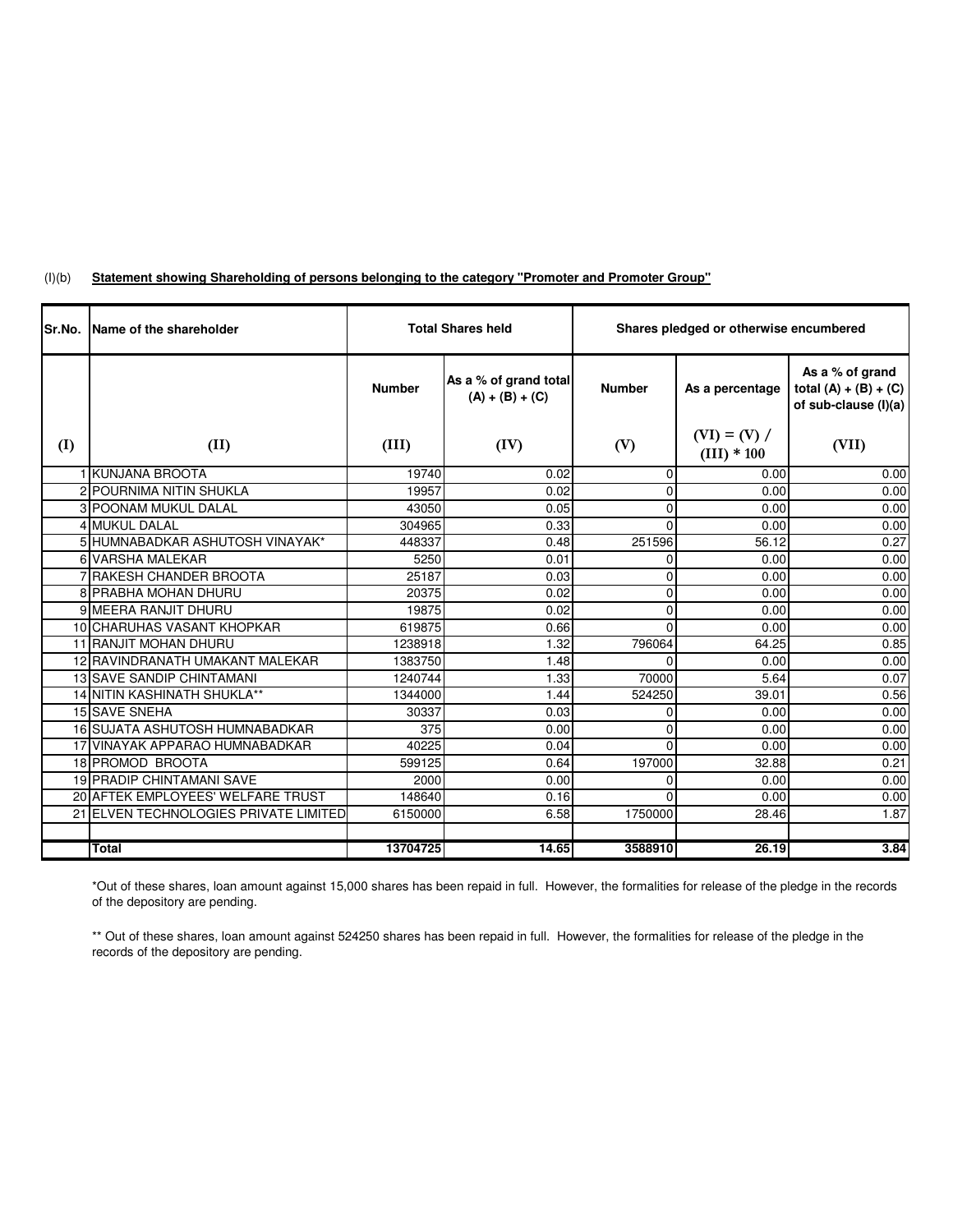(I)(b) **Statement showing Shareholding of persons belonging to the category "Promoter and Promoter Group"**

| Sr.No. | Name of the shareholder | Total Shares held | | Shares pledged or otherwise encumbered | | |
|---|---|---|---|---|---|---|
| | | Number | As a % of grand total (A) + (B) + (C) | Number | As a percentage | As a % of grand total (A) + (B) + (C) of sub-clause (I)(a) |
| (I) | (II) | (III) | (IV) | (V) | (VI) = (V) / (III) * 100 | (VII) |
| 1 | KUNJANA BROOTA | 19740 | 0.02 | 0 | 0.00 | 0.00 |
| 2 | POURNIMA NITIN SHUKLA | 19957 | 0.02 | 0 | 0.00 | 0.00 |
| 3 | POONAM MUKUL DALAL | 43050 | 0.05 | 0 | 0.00 | 0.00 |
| 4 | MUKUL DALAL | 304965 | 0.33 | 0 | 0.00 | 0.00 |
| 5 | HUMNABADKAR ASHUTOSH VINAYAK* | 448337 | 0.48 | 251596 | 56.12 | 0.27 |
| 6 | VARSHA MALEKAR | 5250 | 0.01 | 0 | 0.00 | 0.00 |
| 7 | RAKESH CHANDER BROOTA | 25187 | 0.03 | 0 | 0.00 | 0.00 |
| 8 | PRABHA MOHAN DHURU | 20375 | 0.02 | 0 | 0.00 | 0.00 |
| 9 | MEERA RANJIT DHURU | 19875 | 0.02 | 0 | 0.00 | 0.00 |
| 10 | CHARUHAS VASANT KHOPKAR | 619875 | 0.66 | 0 | 0.00 | 0.00 |
| 11 | RANJIT MOHAN DHURU | 1238918 | 1.32 | 796064 | 64.25 | 0.85 |
| 12 | RAVINDRANATH UMAKANT MALEKAR | 1383750 | 1.48 | 0 | 0.00 | 0.00 |
| 13 | SAVE SANDIP CHINTAMANI | 1240744 | 1.33 | 70000 | 5.64 | 0.07 |
| 14 | NITIN KASHINATH SHUKLA** | 1344000 | 1.44 | 524250 | 39.01 | 0.56 |
| 15 | SAVE SNEHA | 30337 | 0.03 | 0 | 0.00 | 0.00 |
| 16 | SUJATA ASHUTOSH HUMNABADKAR | 375 | 0.00 | 0 | 0.00 | 0.00 |
| 17 | VINAYAK APPARAO HUMNABADKAR | 40225 | 0.04 | 0 | 0.00 | 0.00 |
| 18 | PROMOD BROOTA | 599125 | 0.64 | 197000 | 32.88 | 0.21 |
| 19 | PRADIP CHINTAMANI SAVE | 2000 | 0.00 | 0 | 0.00 | 0.00 |
| 20 | AFTEK EMPLOYEES' WELFARE TRUST | 148640 | 0.16 | 0 | 0.00 | 0.00 |
| 21 | ELVEN TECHNOLOGIES PRIVATE LIMITED | 6150000 | 6.58 | 1750000 | 28.46 | 1.87 |
| | | | | | | |
| | **Total** | **13704725** | **14.65** | **3588910** | **26.19** | **3.84** |

*Out of these shares, loan amount against 15,000 shares has been repaid in full. However, the formalities for release of the pledge in the records of the depository are pending.

** Out of these shares, loan amount against 524250 shares has been repaid in full. However, the formalities for release of the pledge in the records of the depository are pending.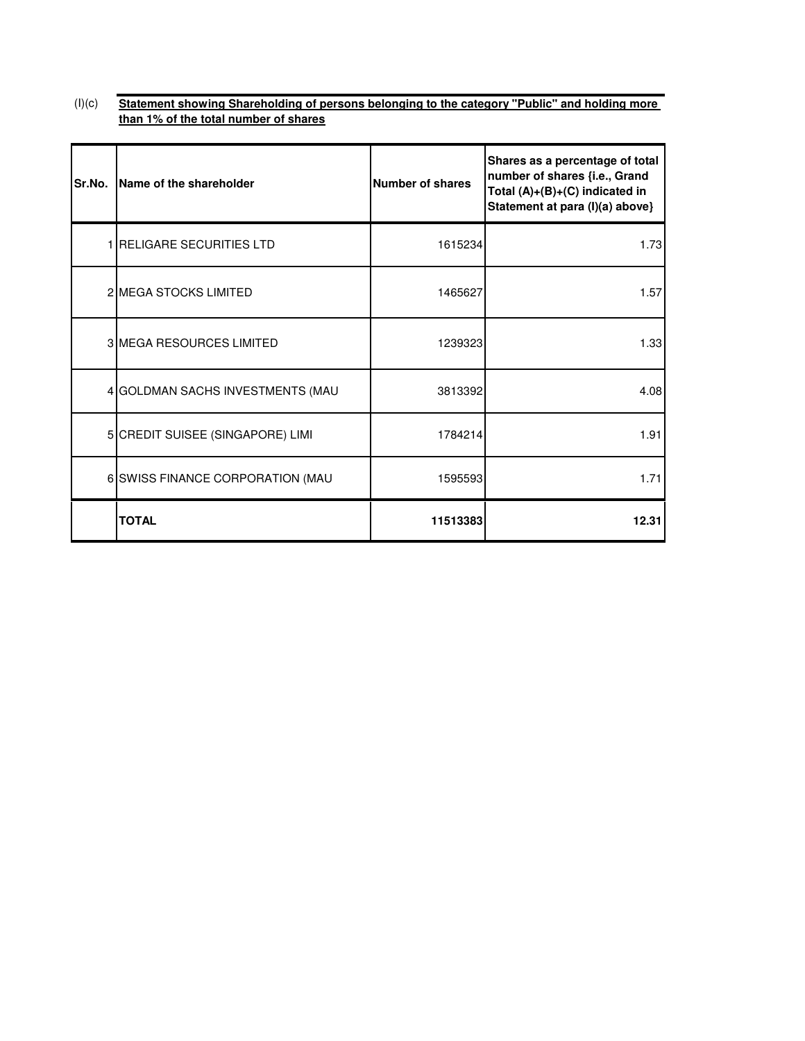(I)(c) **Statement showing Shareholding of persons belonging to the category "Public" and holding more than 1% of the total number of shares**

| Sr.No. | Name of the shareholder | Number of shares | Shares as a percentage of total number of shares {i.e., Grand Total (A)+(B)+(C) indicated in Statement at para (I)(a) above} |
|---|---|---|---|
| 1 | RELIGARE SECURITIES LTD | 1615234 | 1.73 |
| 2 | MEGA STOCKS LIMITED | 1465627 | 1.57 |
| 3 | MEGA RESOURCES LIMITED | 1239323 | 1.33 |
| 4 | GOLDMAN SACHS INVESTMENTS (MAU | 3813392 | 4.08 |
| 5 | CREDIT SUISEE (SINGAPORE) LIMI | 1784214 | 1.91 |
| 6 | SWISS FINANCE CORPORATION (MAU | 1595593 | 1.71 |
| | **TOTAL** | **11513383** | **12.31** |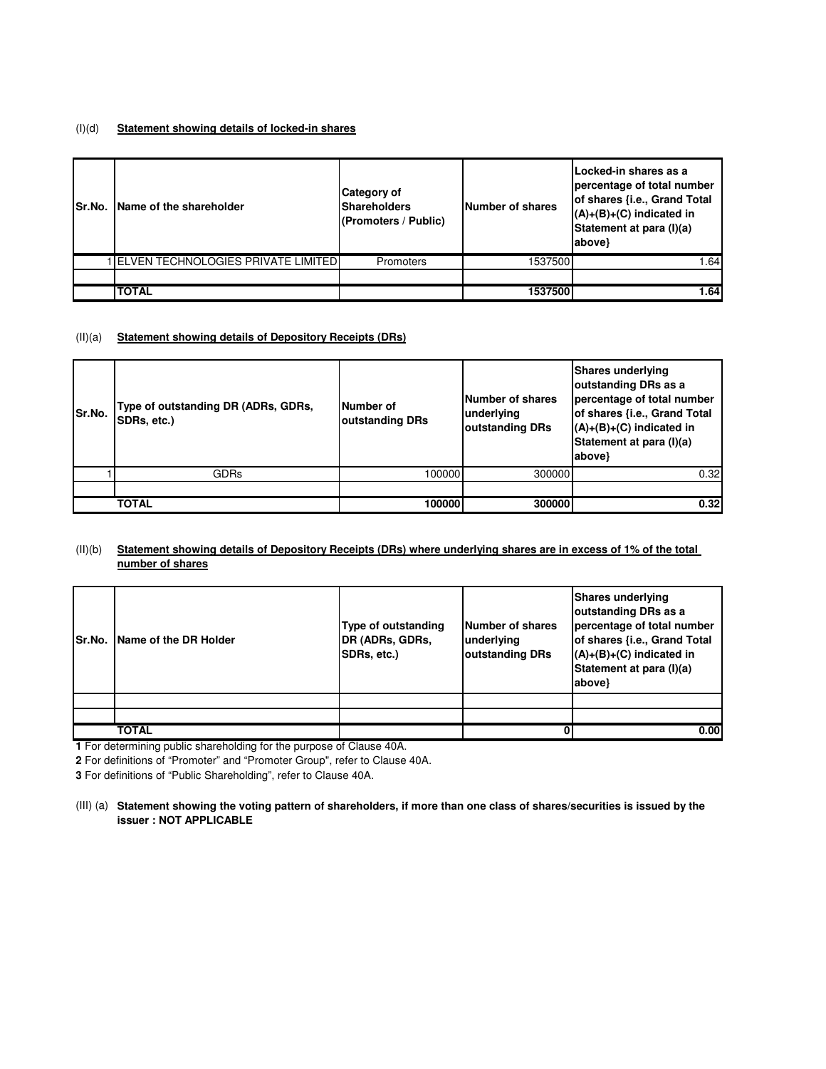(I)(d) **Statement showing details of locked-in shares**

| Sr.No. | Name of the shareholder | Category of Shareholders (Promoters / Public) | Number of shares | Locked-in shares as a percentage of total number of shares {i.e., Grand Total (A)+(B)+(C) indicated in Statement at para (I)(a) above} |
|---|---|---|---|---|
| 1 | ELVEN TECHNOLOGIES PRIVATE LIMITED | Promoters | 1537500 | 1.64 |
| | | | | |
| | **TOTAL** | | **1537500** | **1.64** |

(II)(a) **Statement showing details of Depository Receipts (DRs)**

| Sr.No. | Type of outstanding DR (ADRs, GDRs, SDRs, etc.) | Number of outstanding DRs | Number of shares underlying outstanding DRs | Shares underlying outstanding DRs as a percentage of total number of shares {i.e., Grand Total (A)+(B)+(C) indicated in Statement at para (I)(a) above} |
|---|---|---|---|---|
| 1 | GDRs | 100000 | 300000 | 0.32 |
| | | | | |
| | **TOTAL** | **100000** | **300000** | **0.32** |

(II)(b) **Statement showing details of Depository Receipts (DRs) where underlying shares are in excess of 1% of the total number of shares**

| Sr.No. | Name of the DR Holder | Type of outstanding DR (ADRs, GDRs, SDRs, etc.) | Number of shares underlying outstanding DRs | Shares underlying outstanding DRs as a percentage of total number of shares {i.e., Grand Total (A)+(B)+(C) indicated in Statement at para (I)(a) above} |
|---|---|---|---|---|
| | | | | |
| | | | | |
| | **TOTAL** | | **0** | **0.00** |

**1** For determining public shareholding for the purpose of Clause 40A.

**2** For definitions of "Promoter" and "Promoter Group", refer to Clause 40A.

**3** For definitions of "Public Shareholding", refer to Clause 40A.

(III) (a) **Statement showing the voting pattern of shareholders, if more than one class of shares/securities is issued by the issuer : NOT APPLICABLE**